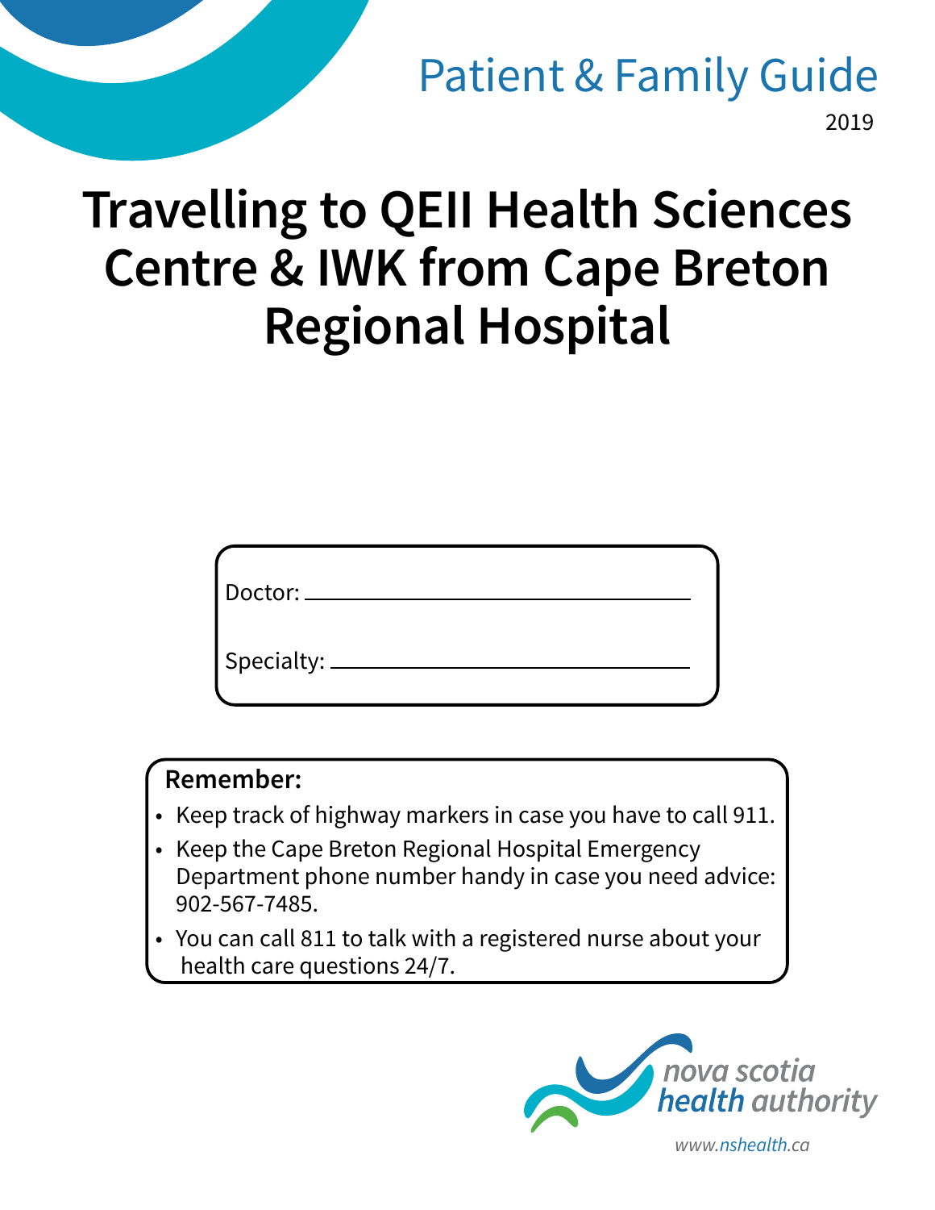Patient & Family Guide

2019

# Travelling to QEII Health Sciences Centre & IWK from Cape Breton Regional Hospital

Doctor: ________________________________

Specialty: ______________________________

**Remember:**

- Keep track of highway markers in case you have to call 911.
- Keep the Cape Breton Regional Hospital Emergency Department phone number handy in case you need advice: 902-567-7485.
- You can call 811 to talk with a registered nurse about your health care questions 24/7.

nova scotia health authority

www.nshealth.ca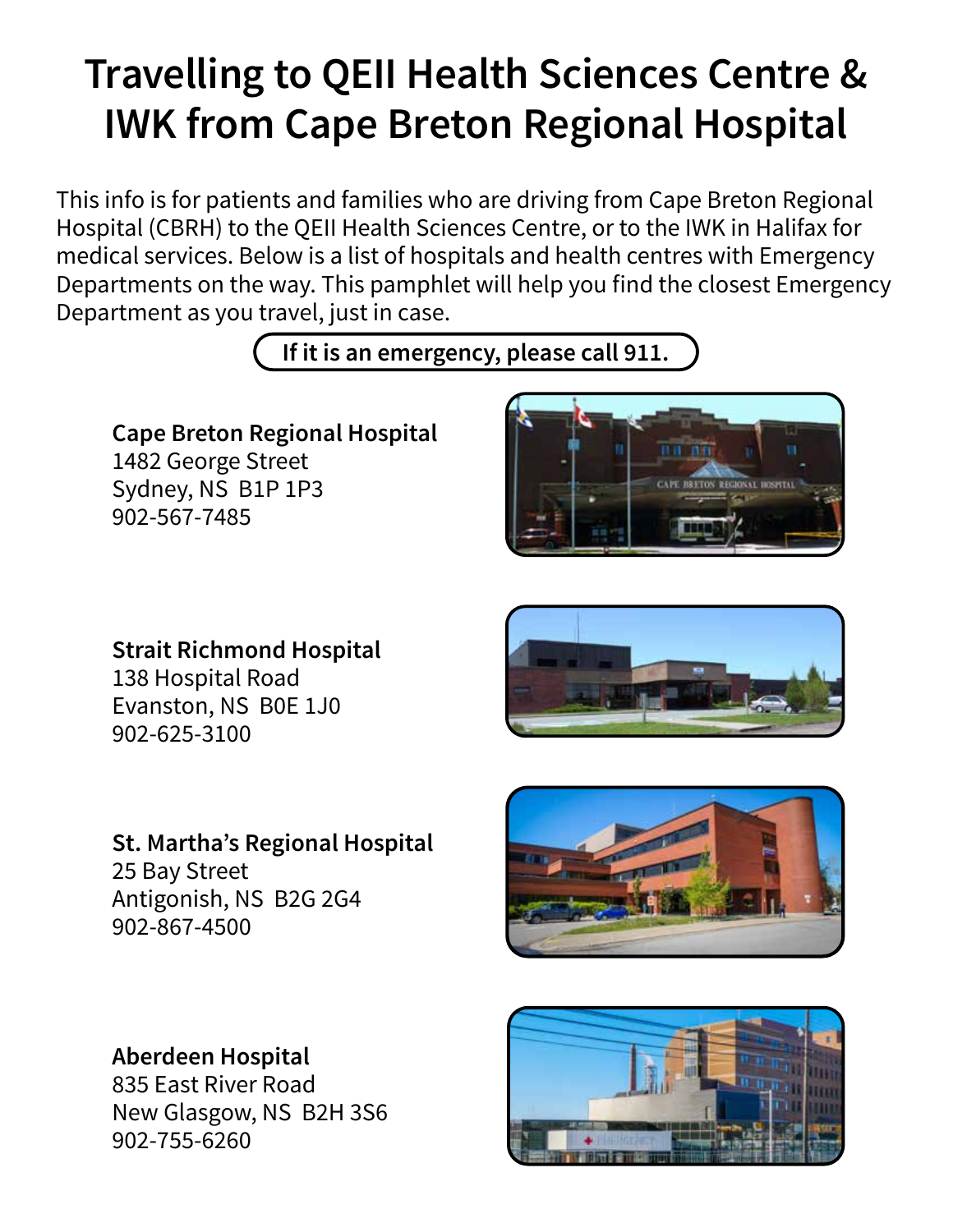# Travelling to QEII Health Sciences Centre & IWK from Cape Breton Regional Hospital

This info is for patients and families who are driving from Cape Breton Regional Hospital (CBRH) to the QEII Health Sciences Centre, or to the IWK in Halifax for medical services. Below is a list of hospitals and health centres with Emergency Departments on the way. This pamphlet will help you find the closest Emergency Department as you travel, just in case.

**If it is an emergency, please call 911.**

**Cape Breton Regional Hospital**
1482 George Street
Sydney, NS B1P 1P3
902-567-7485

**Strait Richmond Hospital**
138 Hospital Road
Evanston, NS B0E 1J0
902-625-3100

**St. Martha's Regional Hospital**
25 Bay Street
Antigonish, NS B2G 2G4
902-867-4500

**Aberdeen Hospital**
835 East River Road
New Glasgow, NS B2H 3S6
902-755-6260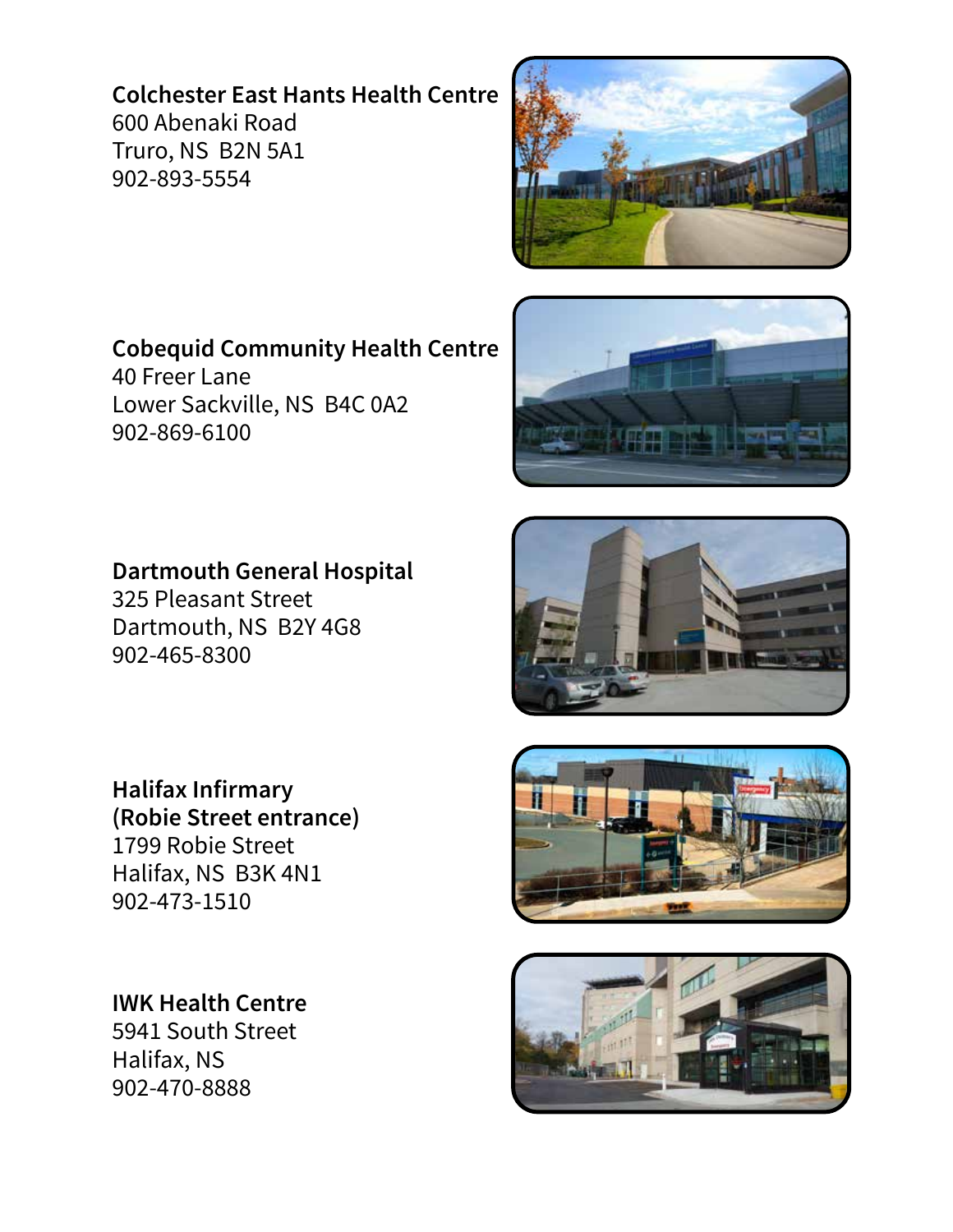**Colchester East Hants Health Centre**
600 Abenaki Road
Truro, NS  B2N 5A1
902-893-5554

**Cobequid Community Health Centre**
40 Freer Lane
Lower Sackville, NS  B4C 0A2
902-869-6100

**Dartmouth General Hospital**
325 Pleasant Street
Dartmouth, NS  B2Y 4G8
902-465-8300

**Halifax Infirmary**
**(Robie Street entrance)**
1799 Robie Street
Halifax, NS  B3K 4N1
902-473-1510

**IWK Health Centre**
5941 South Street
Halifax, NS
902-470-8888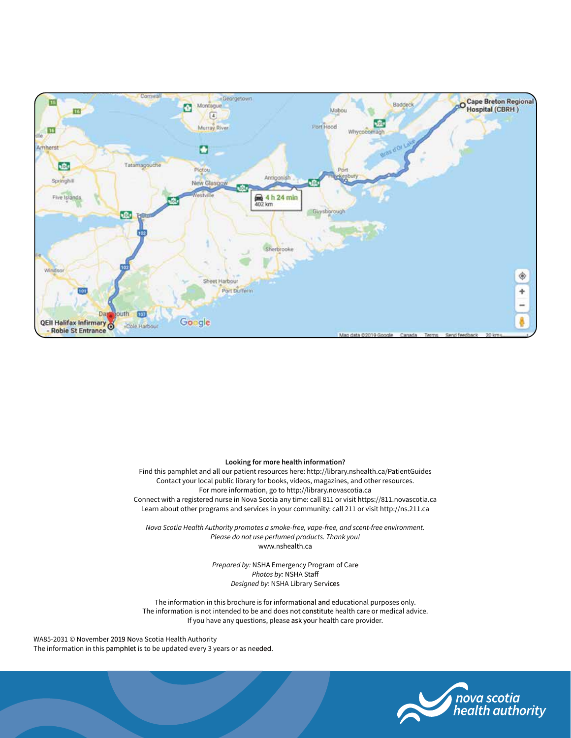Cape Breton Regional Hospital (CBRH)

4 h 24 min
402 km

QEII Halifax Infirmary - Robie St Entrance

**Looking for more health information?**

Find this pamphlet and all our patient resources here: http://library.nshealth.ca/PatientGuides
Contact your local public library for books, videos, magazines, and other resources.
For more information, go to http://library.novascotia.ca
Connect with a registered nurse in Nova Scotia any time: call 811 or visit https://811.novascotia.ca
Learn about other programs and services in your community: call 211 or visit http://ns.211.ca

*Nova Scotia Health Authority promotes a smoke-free, vape-free, and scent-free environment.*
*Please do not use perfumed products. Thank you!*
www.nshealth.ca

*Prepared by:* NSHA Emergency Program of Care
*Photos by:* NSHA Staff
*Designed by:* NSHA Library Services

The information in this brochure is for informational and educational purposes only.
The information is not intended to be and does not constitute health care or medical advice.
If you have any questions, please ask your health care provider.

WA85-2031 © November 2019 Nova Scotia Health Authority
The information in this pamphlet is to be updated every 3 years or as needed.

nova scotia health authority